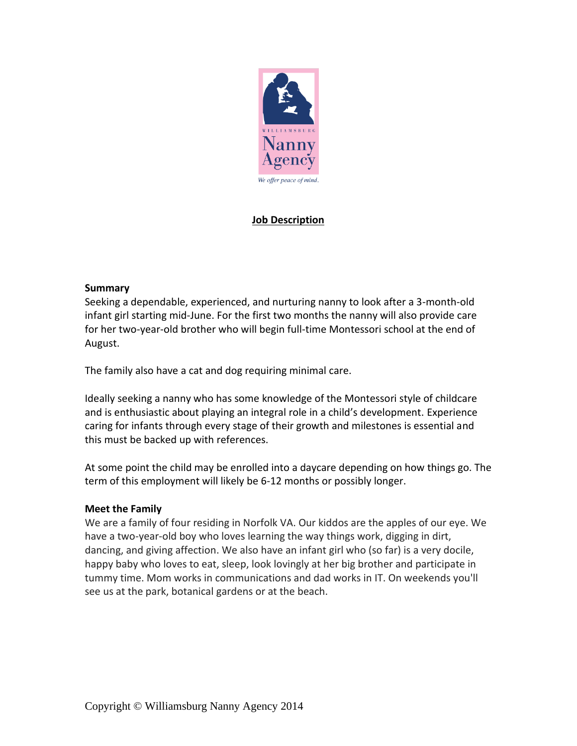WILLIAMSBURG

Nanny Agency

*We offer peace of mind.*

## Job Description

### Summary

Seeking a dependable, experienced, and nurturing nanny to look after a 3-month-old infant girl starting mid-June. For the first two months the nanny will also provide care for her two-year-old brother who will begin full-time Montessori school at the end of August.

The family also have a cat and dog requiring minimal care.

Ideally seeking a nanny who has some knowledge of the Montessori style of childcare and is enthusiastic about playing an integral role in a child's development. Experience caring for infants through every stage of their growth and milestones is essential and this must be backed up with references.

At some point the child may be enrolled into a daycare depending on how things go. The term of this employment will likely be 6-12 months or possibly longer.

### Meet the Family

We are a family of four residing in Norfolk VA. Our kiddos are the apples of our eye. We have a two-year-old boy who loves learning the way things work, digging in dirt, dancing, and giving affection. We also have an infant girl who (so far) is a very docile, happy baby who loves to eat, sleep, look lovingly at her big brother and participate in tummy time. Mom works in communications and dad works in IT. On weekends you'll see us at the park, botanical gardens or at the beach.

Copyright © Williamsburg Nanny Agency 2014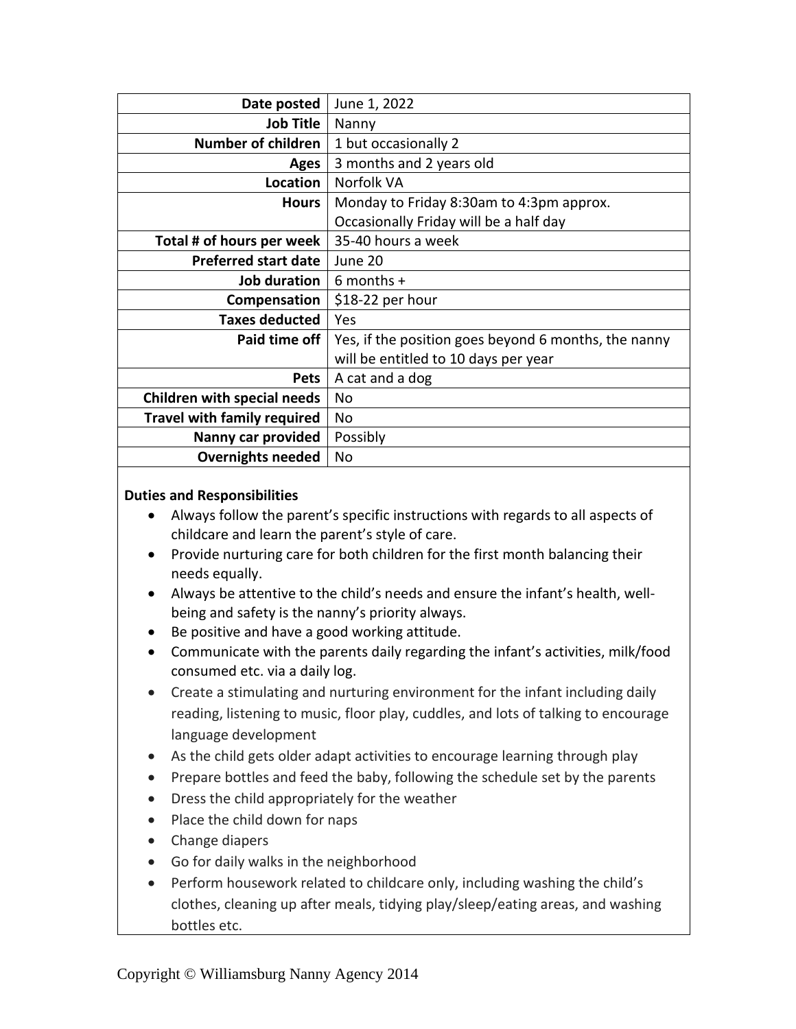| Date posted | June 1, 2022 |
|---:|---|
| Job Title | Nanny |
| Number of children | 1 but occasionally 2 |
| Ages | 3 months and 2 years old |
| Location | Norfolk VA |
| Hours | Monday to Friday 8:30am to 4:3pm approx. Occasionally Friday will be a half day |
| Total # of hours per week | 35-40 hours a week |
| Preferred start date | June 20 |
| Job duration | 6 months + |
| Compensation | $18-22 per hour |
| Taxes deducted | Yes |
| Paid time off | Yes, if the position goes beyond 6 months, the nanny will be entitled to 10 days per year |
| Pets | A cat and a dog |
| Children with special needs | No |
| Travel with family required | No |
| Nanny car provided | Possibly |
| Overnights needed | No |

**Duties and Responsibilities**

- Always follow the parent's specific instructions with regards to all aspects of childcare and learn the parent's style of care.
- Provide nurturing care for both children for the first month balancing their needs equally.
- Always be attentive to the child's needs and ensure the infant's health, well-being and safety is the nanny's priority always.
- Be positive and have a good working attitude.
- Communicate with the parents daily regarding the infant's activities, milk/food consumed etc. via a daily log.
- Create a stimulating and nurturing environment for the infant including daily reading, listening to music, floor play, cuddles, and lots of talking to encourage language development
- As the child gets older adapt activities to encourage learning through play
- Prepare bottles and feed the baby, following the schedule set by the parents
- Dress the child appropriately for the weather
- Place the child down for naps
- Change diapers
- Go for daily walks in the neighborhood
- Perform housework related to childcare only, including washing the child's clothes, cleaning up after meals, tidying play/sleep/eating areas, and washing bottles etc.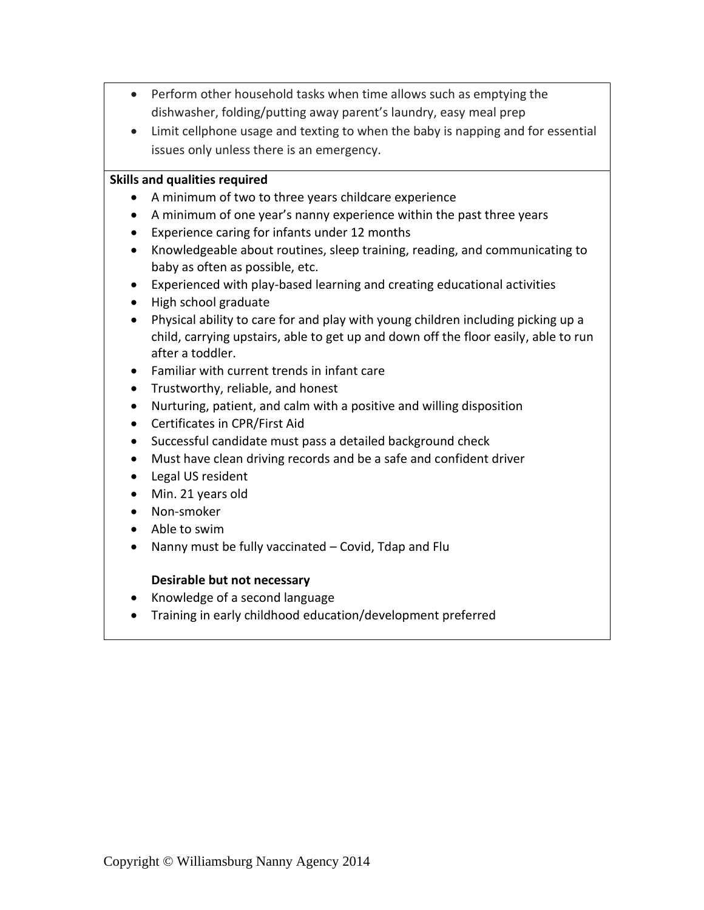- Perform other household tasks when time allows such as emptying the dishwasher, folding/putting away parent's laundry, easy meal prep
- Limit cellphone usage and texting to when the baby is napping and for essential issues only unless there is an emergency.

**Skills and qualities required**

- A minimum of two to three years childcare experience
- A minimum of one year's nanny experience within the past three years
- Experience caring for infants under 12 months
- Knowledgeable about routines, sleep training, reading, and communicating to baby as often as possible, etc.
- Experienced with play-based learning and creating educational activities
- High school graduate
- Physical ability to care for and play with young children including picking up a child, carrying upstairs, able to get up and down off the floor easily, able to run after a toddler.
- Familiar with current trends in infant care
- Trustworthy, reliable, and honest
- Nurturing, patient, and calm with a positive and willing disposition
- Certificates in CPR/First Aid
- Successful candidate must pass a detailed background check
- Must have clean driving records and be a safe and confident driver
- Legal US resident
- Min. 21 years old
- Non-smoker
- Able to swim
- Nanny must be fully vaccinated – Covid, Tdap and Flu

**Desirable but not necessary**

- Knowledge of a second language
- Training in early childhood education/development preferred

Copyright © Williamsburg Nanny Agency 2014